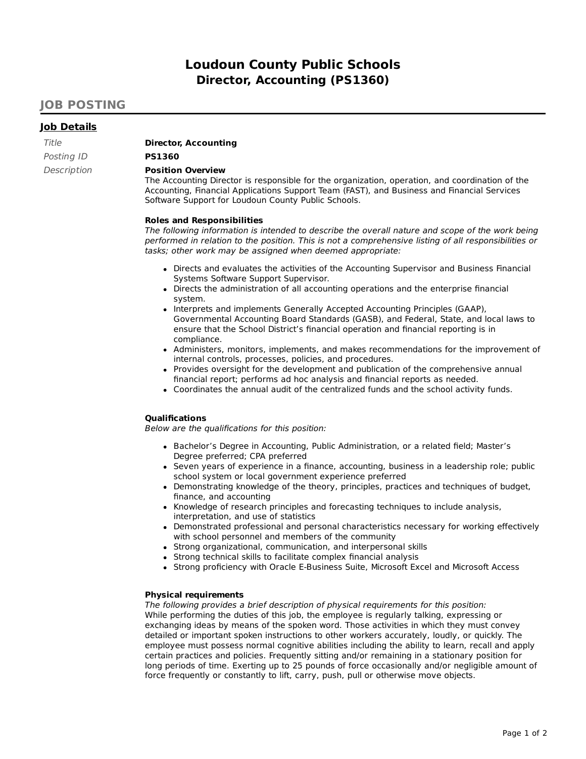# Loudoun County Public Schools
## Director, Accounting (PS1360)

## JOB POSTING

### Job Details

*Title* **Director, Accounting**

*Posting ID* **PS1360**

*Description*

**Position Overview**

The Accounting Director is responsible for the organization, operation, and coordination of the Accounting, Financial Applications Support Team (FAST), and Business and Financial Services Software Support for Loudoun County Public Schools.

**Roles and Responsibilities**

*The following information is intended to describe the overall nature and scope of the work being performed in relation to the position. This is not a comprehensive listing of all responsibilities or tasks; other work may be assigned when deemed appropriate:*

- Directs and evaluates the activities of the Accounting Supervisor and Business Financial Systems Software Support Supervisor.
- Directs the administration of all accounting operations and the enterprise financial system.
- Interprets and implements Generally Accepted Accounting Principles (GAAP), Governmental Accounting Board Standards (GASB), and Federal, State, and local laws to ensure that the School District's financial operation and financial reporting is in compliance.
- Administers, monitors, implements, and makes recommendations for the improvement of internal controls, processes, policies, and procedures.
- Provides oversight for the development and publication of the comprehensive annual financial report; performs ad hoc analysis and financial reports as needed.
- Coordinates the annual audit of the centralized funds and the school activity funds.

**Qualifications**

*Below are the qualifications for this position:*

- Bachelor's Degree in Accounting, Public Administration, or a related field; Master's Degree preferred; CPA preferred
- Seven years of experience in a finance, accounting, business in a leadership role; public school system or local government experience preferred
- Demonstrating knowledge of the theory, principles, practices and techniques of budget, finance, and accounting
- Knowledge of research principles and forecasting techniques to include analysis, interpretation, and use of statistics
- Demonstrated professional and personal characteristics necessary for working effectively with school personnel and members of the community
- Strong organizational, communication, and interpersonal skills
- Strong technical skills to facilitate complex financial analysis
- Strong proficiency with Oracle E-Business Suite, Microsoft Excel and Microsoft Access

**Physical requirements**

*The following provides a brief description of physical requirements for this position:*

While performing the duties of this job, the employee is regularly talking, expressing or exchanging ideas by means of the spoken word. Those activities in which they must convey detailed or important spoken instructions to other workers accurately, loudly, or quickly. The employee must possess normal cognitive abilities including the ability to learn, recall and apply certain practices and policies. Frequently sitting and/or remaining in a stationary position for long periods of time. Exerting up to 25 pounds of force occasionally and/or negligible amount of force frequently or constantly to lift, carry, push, pull or otherwise move objects.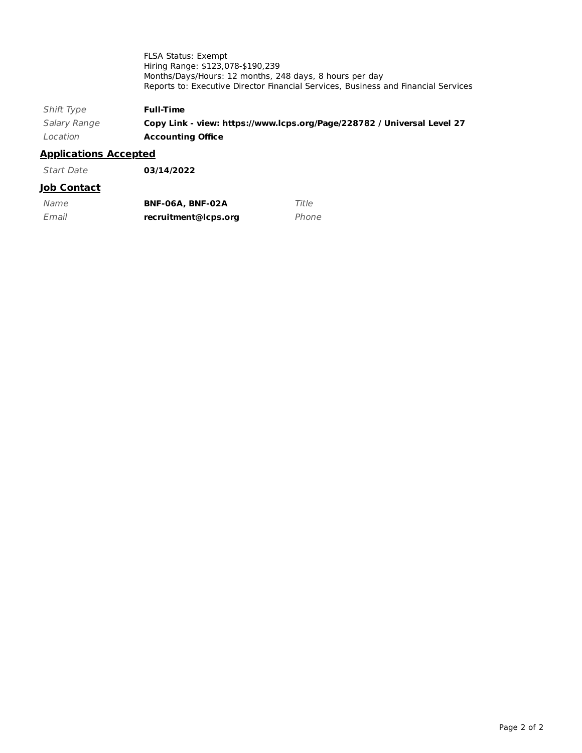FLSA Status: Exempt
Hiring Range: $123,078-$190,239
Months/Days/Hours: 12 months, 248 days, 8 hours per day
Reports to: Executive Director Financial Services, Business and Financial Services

| | |
|---|---|
| *Shift Type* | **Full-Time** |
| *Salary Range* | **Copy Link - view: https://www.lcps.org/Page/228782 / Universal Level 27** |
| *Location* | **Accounting Office** |

## Applications Accepted

| | |
|---|---|
| *Start Date* | **03/14/2022** |

## Job Contact

| | | | |
|---|---|---|---|
| *Name* | **BNF-06A, BNF-02A** | *Title* | |
| *Email* | **recruitment@lcps.org** | *Phone* | |